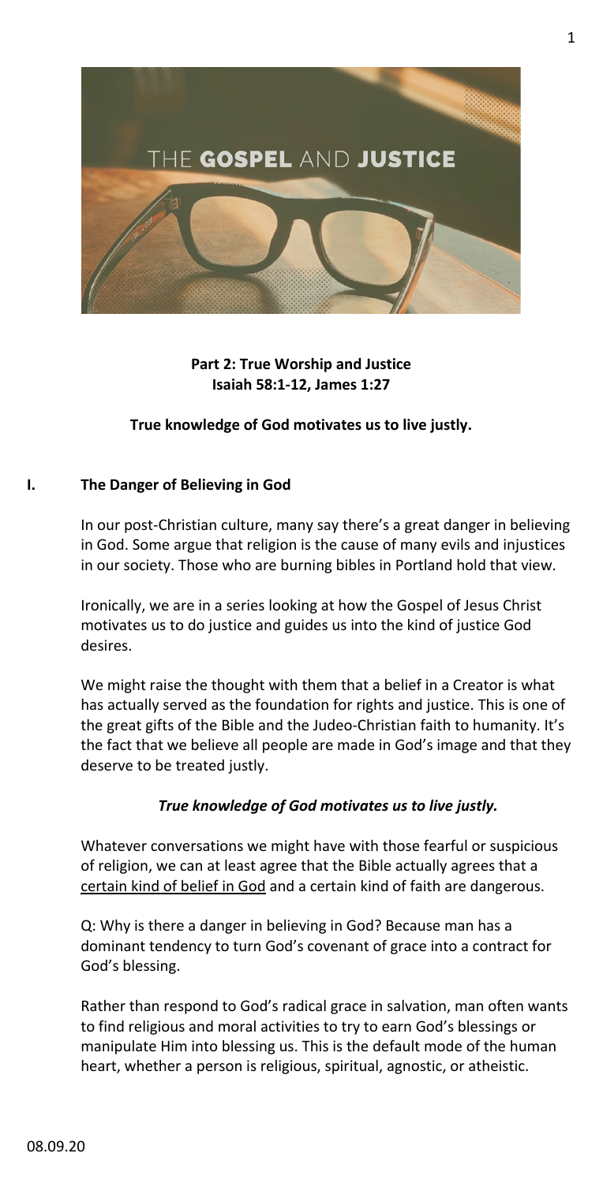THE **GOSPEL** AND **JUSTICE**

**Part 2: True Worship and Justice**
**Isaiah 58:1-12, James 1:27**

**True knowledge of God motivates us to live justly.**

## I. The Danger of Believing in God

In our post-Christian culture, many say there's a great danger in believing in God. Some argue that religion is the cause of many evils and injustices in our society. Those who are burning bibles in Portland hold that view.

Ironically, we are in a series looking at how the Gospel of Jesus Christ motivates us to do justice and guides us into the kind of justice God desires.

We might raise the thought with them that a belief in a Creator is what has actually served as the foundation for rights and justice. This is one of the great gifts of the Bible and the Judeo-Christian faith to humanity. It's the fact that we believe all people are made in God's image and that they deserve to be treated justly.

***True knowledge of God motivates us to live justly.***

Whatever conversations we might have with those fearful or suspicious of religion, we can at least agree that the Bible actually agrees that a certain kind of belief in God and a certain kind of faith are dangerous.

Q: Why is there a danger in believing in God? Because man has a dominant tendency to turn God's covenant of grace into a contract for God's blessing.

Rather than respond to God's radical grace in salvation, man often wants to find religious and moral activities to try to earn God's blessings or manipulate Him into blessing us. This is the default mode of the human heart, whether a person is religious, spiritual, agnostic, or atheistic.

08.09.20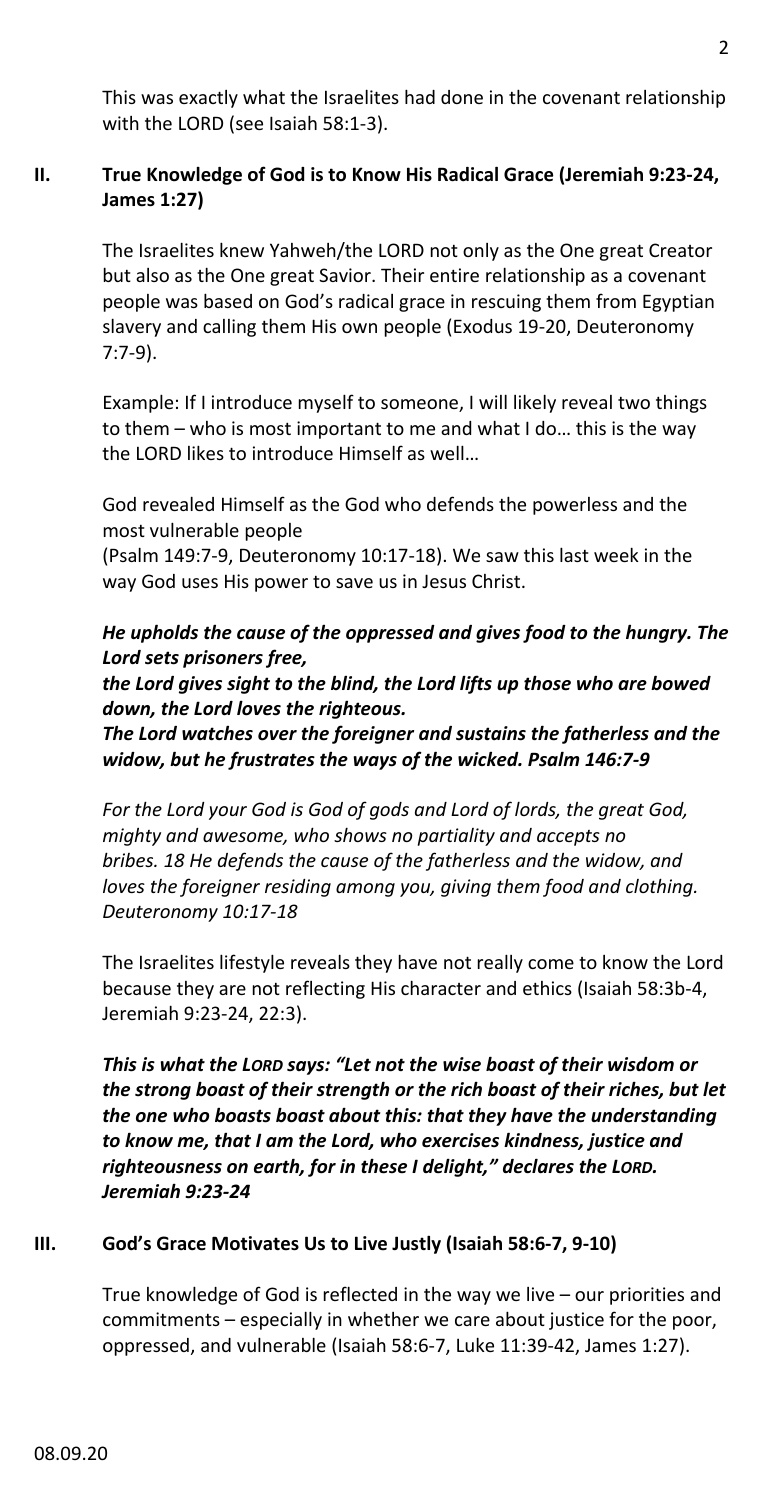This was exactly what the Israelites had done in the covenant relationship with the LORD (see Isaiah 58:1-3).

## II. True Knowledge of God is to Know His Radical Grace (Jeremiah 9:23-24, James 1:27)

The Israelites knew Yahweh/the LORD not only as the One great Creator but also as the One great Savior. Their entire relationship as a covenant people was based on God's radical grace in rescuing them from Egyptian slavery and calling them His own people (Exodus 19-20, Deuteronomy 7:7-9).

Example: If I introduce myself to someone, I will likely reveal two things to them – who is most important to me and what I do… this is the way the LORD likes to introduce Himself as well…

God revealed Himself as the God who defends the powerless and the most vulnerable people
(Psalm 149:7-9, Deuteronomy 10:17-18). We saw this last week in the way God uses His power to save us in Jesus Christ.

***He upholds the cause of the oppressed and gives food to the hungry. The Lord sets prisoners free,***
***the Lord gives sight to the blind, the Lord lifts up those who are bowed down, the Lord loves the righteous.***
***The Lord watches over the foreigner and sustains the fatherless and the widow, but he frustrates the ways of the wicked. Psalm 146:7-9***

*For the Lord your God is God of gods and Lord of lords, the great God, mighty and awesome, who shows no partiality and accepts no bribes. 18 He defends the cause of the fatherless and the widow, and loves the foreigner residing among you, giving them food and clothing. Deuteronomy 10:17-18*

The Israelites lifestyle reveals they have not really come to know the Lord because they are not reflecting His character and ethics (Isaiah 58:3b-4, Jeremiah 9:23-24, 22:3).

***This is what the LORD says: "Let not the wise boast of their wisdom or the strong boast of their strength or the rich boast of their riches, but let the one who boasts boast about this: that they have the understanding to know me, that I am the Lord, who exercises kindness, justice and righteousness on earth, for in these I delight," declares the LORD. Jeremiah 9:23-24***

## III. God's Grace Motivates Us to Live Justly (Isaiah 58:6-7, 9-10)

True knowledge of God is reflected in the way we live – our priorities and commitments – especially in whether we care about justice for the poor, oppressed, and vulnerable (Isaiah 58:6-7, Luke 11:39-42, James 1:27).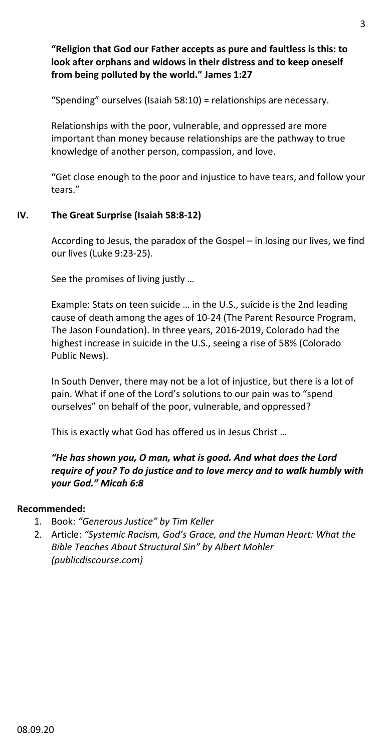**"Religion that God our Father accepts as pure and faultless is this: to look after orphans and widows in their distress and to keep oneself from being polluted by the world." James 1:27**

"Spending" ourselves (Isaiah 58:10) = relationships are necessary.

Relationships with the poor, vulnerable, and oppressed are more important than money because relationships are the pathway to true knowledge of another person, compassion, and love.

"Get close enough to the poor and injustice to have tears, and follow your tears."

## IV. The Great Surprise (Isaiah 58:8-12)

According to Jesus, the paradox of the Gospel – in losing our lives, we find our lives (Luke 9:23-25).

See the promises of living justly …

Example: Stats on teen suicide … in the U.S., suicide is the 2nd leading cause of death among the ages of 10-24 (The Parent Resource Program, The Jason Foundation). In three years, 2016-2019, Colorado had the highest increase in suicide in the U.S., seeing a rise of 58% (Colorado Public News).

In South Denver, there may not be a lot of injustice, but there is a lot of pain. What if one of the Lord's solutions to our pain was to "spend ourselves" on behalf of the poor, vulnerable, and oppressed?

This is exactly what God has offered us in Jesus Christ …

***"He has shown you, O man, what is good. And what does the Lord require of you? To do justice and to love mercy and to walk humbly with your God." Micah 6:8***

**Recommended:**

1. Book: *"Generous Justice" by Tim Keller*
2. Article: *"Systemic Racism, God's Grace, and the Human Heart: What the Bible Teaches About Structural Sin" by Albert Mohler (publicdiscourse.com)*

08.09.20